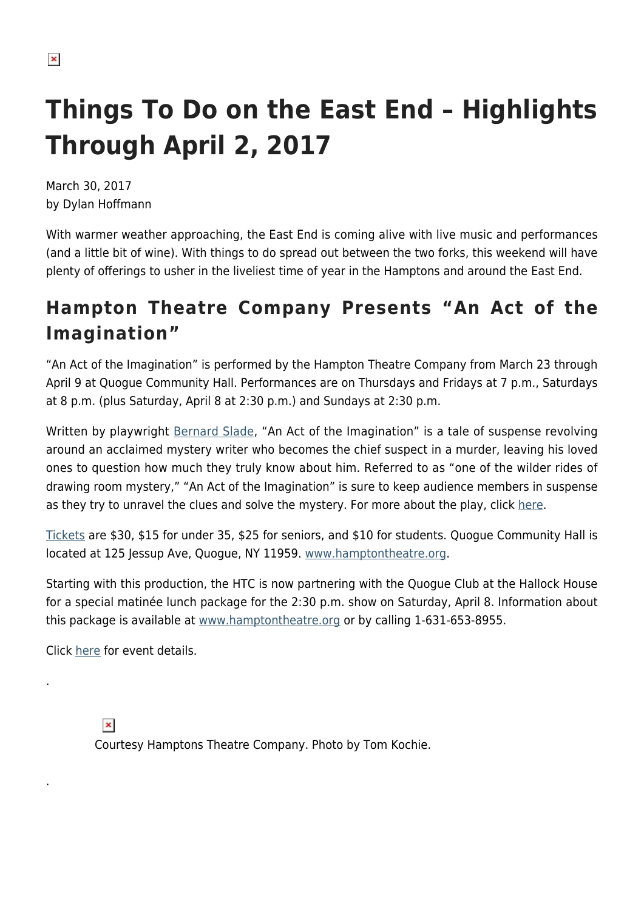# Things To Do on the East End – Highlights Through April 2, 2017

March 30, 2017
by Dylan Hoffmann

With warmer weather approaching, the East End is coming alive with live music and performances (and a little bit of wine). With things to do spread out between the two forks, this weekend will have plenty of offerings to usher in the liveliest time of year in the Hamptons and around the East End.

## Hampton Theatre Company Presents "An Act of the Imagination"

"An Act of the Imagination" is performed by the Hampton Theatre Company from March 23 through April 9 at Quogue Community Hall. Performances are on Thursdays and Fridays at 7 p.m., Saturdays at 8 p.m. (plus Saturday, April 8 at 2:30 p.m.) and Sundays at 2:30 p.m.

Written by playwright Bernard Slade, "An Act of the Imagination" is a tale of suspense revolving around an acclaimed mystery writer who becomes the chief suspect in a murder, leaving his loved ones to question how much they truly know about him. Referred to as "one of the wilder rides of drawing room mystery," "An Act of the Imagination" is sure to keep audience members in suspense as they try to unravel the clues and solve the mystery. For more about the play, click here.

Tickets are $30, $15 for under 35, $25 for seniors, and $10 for students. Quogue Community Hall is located at 125 Jessup Ave, Quogue, NY 11959. www.hamptontheatre.org.

Starting with this production, the HTC is now partnering with the Quogue Club at the Hallock House for a special matinée lunch package for the 2:30 p.m. show on Saturday, April 8. Information about this package is available at www.hamptontheatre.org or by calling 1-631-653-8955.

Click here for event details.

.

Courtesy Hamptons Theatre Company. Photo by Tom Kochie.

.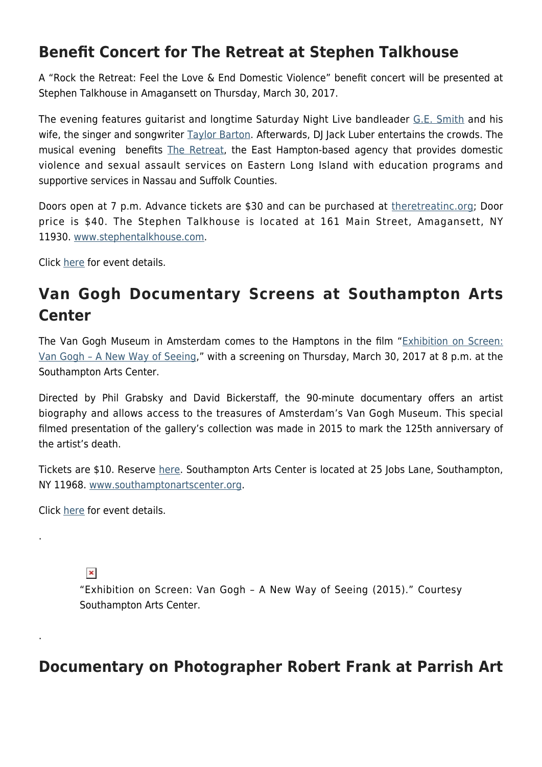## Benefit Concert for The Retreat at Stephen Talkhouse

A "Rock the Retreat: Feel the Love & End Domestic Violence" benefit concert will be presented at Stephen Talkhouse in Amagansett on Thursday, March 30, 2017.

The evening features guitarist and longtime Saturday Night Live bandleader G.E. Smith and his wife, the singer and songwriter Taylor Barton. Afterwards, DJ Jack Luber entertains the crowds. The musical evening benefits The Retreat, the East Hampton-based agency that provides domestic violence and sexual assault services on Eastern Long Island with education programs and supportive services in Nassau and Suffolk Counties.

Doors open at 7 p.m. Advance tickets are $30 and can be purchased at theretreatinc.org; Door price is $40. The Stephen Talkhouse is located at 161 Main Street, Amagansett, NY 11930. www.stephentalkhouse.com.

Click here for event details.

## Van Gogh Documentary Screens at Southampton Arts Center

The Van Gogh Museum in Amsterdam comes to the Hamptons in the film "Exhibition on Screen: Van Gogh – A New Way of Seeing," with a screening on Thursday, March 30, 2017 at 8 p.m. at the Southampton Arts Center.

Directed by Phil Grabsky and David Bickerstaff, the 90-minute documentary offers an artist biography and allows access to the treasures of Amsterdam's Van Gogh Museum. This special filmed presentation of the gallery's collection was made in 2015 to mark the 125th anniversary of the artist's death.

Tickets are $10. Reserve here. Southampton Arts Center is located at 25 Jobs Lane, Southampton, NY 11968. www.southamptonartscenter.org.

Click here for event details.

.

"Exhibition on Screen: Van Gogh – A New Way of Seeing (2015)." Courtesy Southampton Arts Center.

.

## Documentary on Photographer Robert Frank at Parrish Art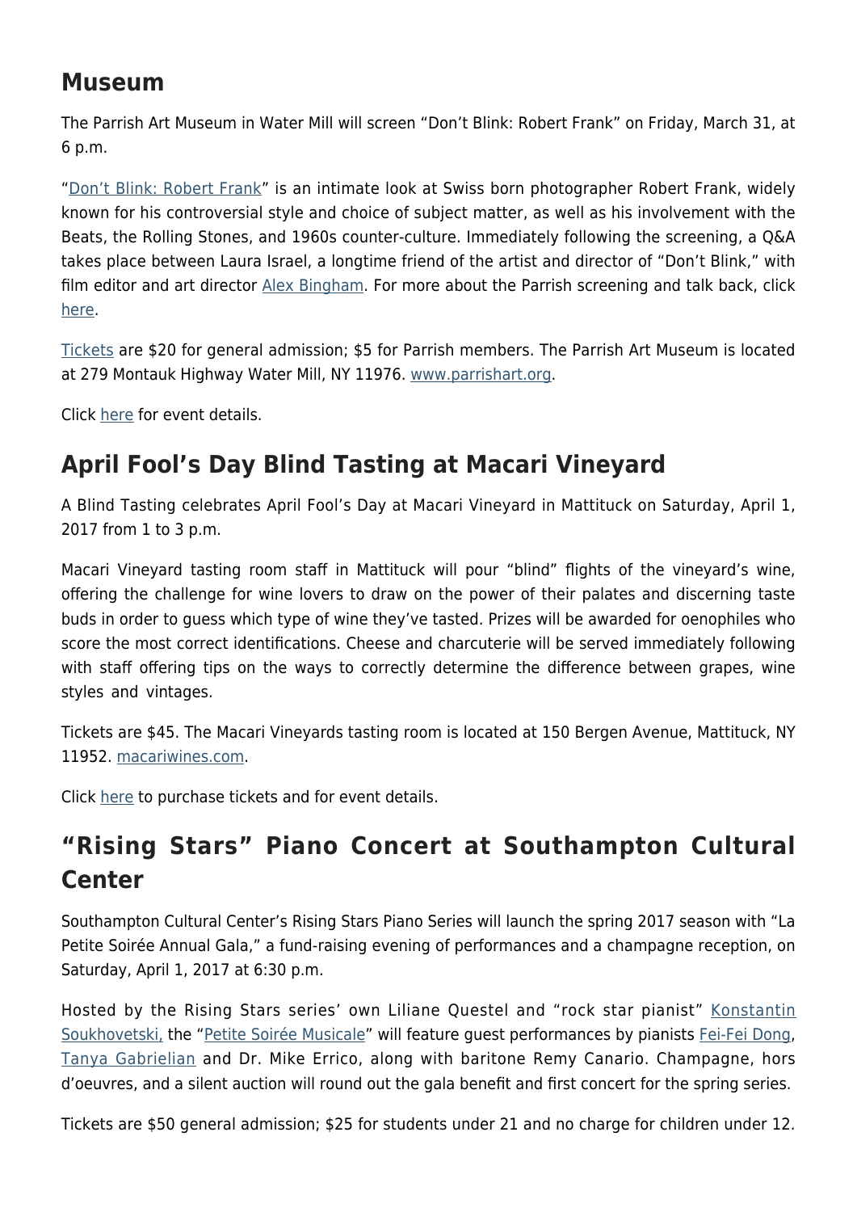## Museum

The Parrish Art Museum in Water Mill will screen "Don't Blink: Robert Frank" on Friday, March 31, at 6 p.m.

"Don't Blink: Robert Frank" is an intimate look at Swiss born photographer Robert Frank, widely known for his controversial style and choice of subject matter, as well as his involvement with the Beats, the Rolling Stones, and 1960s counter-culture. Immediately following the screening, a Q&A takes place between Laura Israel, a longtime friend of the artist and director of "Don't Blink," with film editor and art director Alex Bingham. For more about the Parrish screening and talk back, click here.

Tickets are $20 for general admission; $5 for Parrish members. The Parrish Art Museum is located at 279 Montauk Highway Water Mill, NY 11976. www.parrishart.org.

Click here for event details.

## April Fool's Day Blind Tasting at Macari Vineyard

A Blind Tasting celebrates April Fool's Day at Macari Vineyard in Mattituck on Saturday, April 1, 2017 from 1 to 3 p.m.

Macari Vineyard tasting room staff in Mattituck will pour "blind" flights of the vineyard's wine, offering the challenge for wine lovers to draw on the power of their palates and discerning taste buds in order to guess which type of wine they've tasted. Prizes will be awarded for oenophiles who score the most correct identifications. Cheese and charcuterie will be served immediately following with staff offering tips on the ways to correctly determine the difference between grapes, wine styles and vintages.

Tickets are $45. The Macari Vineyards tasting room is located at 150 Bergen Avenue, Mattituck, NY 11952. macariwines.com.

Click here to purchase tickets and for event details.

## "Rising Stars" Piano Concert at Southampton Cultural Center

Southampton Cultural Center's Rising Stars Piano Series will launch the spring 2017 season with "La Petite Soirée Annual Gala," a fund-raising evening of performances and a champagne reception, on Saturday, April 1, 2017 at 6:30 p.m.

Hosted by the Rising Stars series' own Liliane Questel and "rock star pianist" Konstantin Soukhovetski, the "Petite Soirée Musicale" will feature guest performances by pianists Fei-Fei Dong, Tanya Gabrielian and Dr. Mike Errico, along with baritone Remy Canario. Champagne, hors d'oeuvres, and a silent auction will round out the gala benefit and first concert for the spring series.

Tickets are $50 general admission; $25 for students under 21 and no charge for children under 12.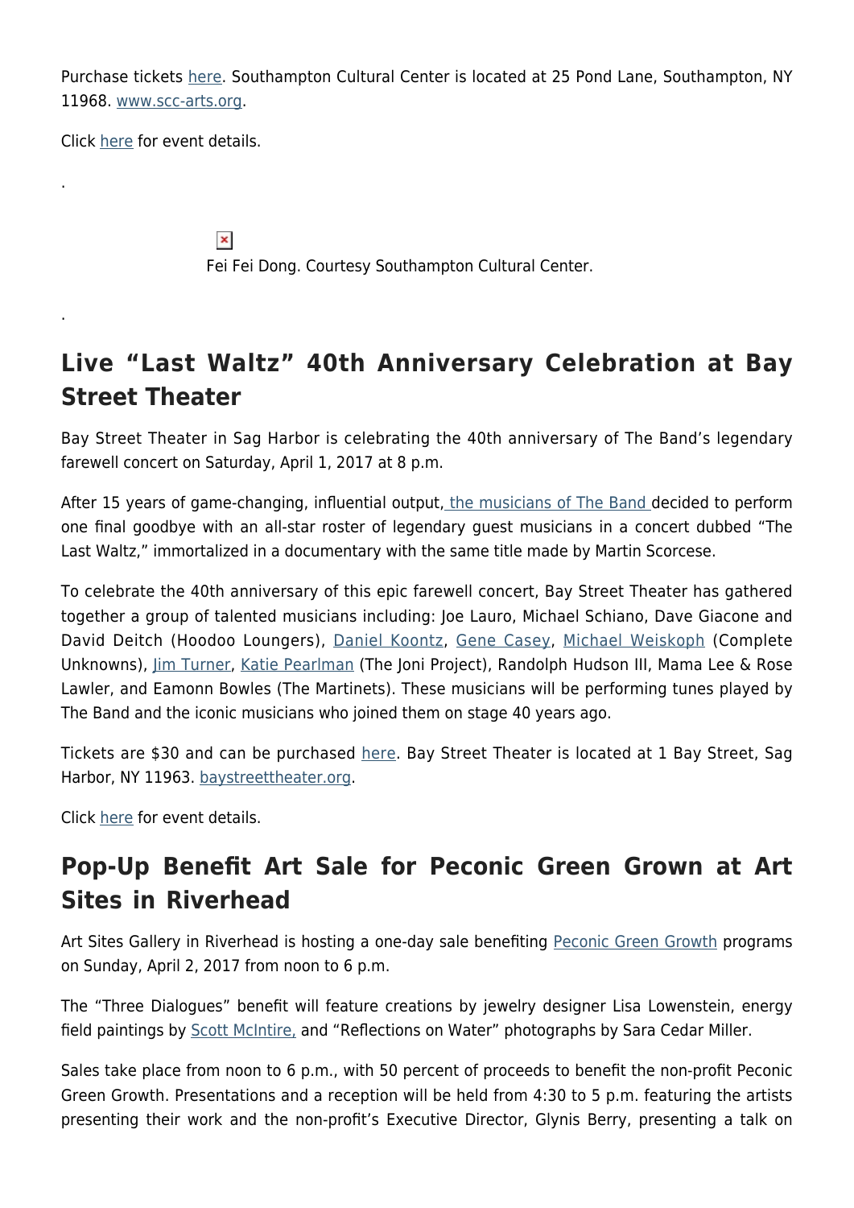Purchase tickets here. Southampton Cultural Center is located at 25 Pond Lane, Southampton, NY 11968. www.scc-arts.org.

Click here for event details.

.

Fei Fei Dong. Courtesy Southampton Cultural Center.

.

## Live "Last Waltz" 40th Anniversary Celebration at Bay Street Theater

Bay Street Theater in Sag Harbor is celebrating the 40th anniversary of The Band's legendary farewell concert on Saturday, April 1, 2017 at 8 p.m.

After 15 years of game-changing, influential output, the musicians of The Band decided to perform one final goodbye with an all-star roster of legendary guest musicians in a concert dubbed "The Last Waltz," immortalized in a documentary with the same title made by Martin Scorcese.

To celebrate the 40th anniversary of this epic farewell concert, Bay Street Theater has gathered together a group of talented musicians including: Joe Lauro, Michael Schiano, Dave Giacone and David Deitch (Hoodoo Loungers), Daniel Koontz, Gene Casey, Michael Weiskoph (Complete Unknowns), Jim Turner, Katie Pearlman (The Joni Project), Randolph Hudson III, Mama Lee & Rose Lawler, and Eamonn Bowles (The Martinets). These musicians will be performing tunes played by The Band and the iconic musicians who joined them on stage 40 years ago.

Tickets are $30 and can be purchased here. Bay Street Theater is located at 1 Bay Street, Sag Harbor, NY 11963. baystreettheater.org.

Click here for event details.

## Pop-Up Benefit Art Sale for Peconic Green Grown at Art Sites in Riverhead

Art Sites Gallery in Riverhead is hosting a one-day sale benefiting Peconic Green Growth programs on Sunday, April 2, 2017 from noon to 6 p.m.

The "Three Dialogues" benefit will feature creations by jewelry designer Lisa Lowenstein, energy field paintings by Scott McIntire, and "Reflections on Water" photographs by Sara Cedar Miller.

Sales take place from noon to 6 p.m., with 50 percent of proceeds to benefit the non-profit Peconic Green Growth. Presentations and a reception will be held from 4:30 to 5 p.m. featuring the artists presenting their work and the non-profit's Executive Director, Glynis Berry, presenting a talk on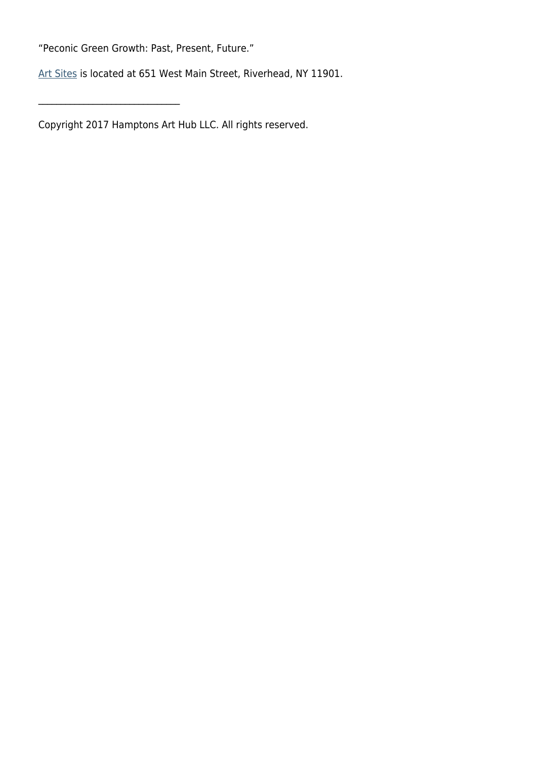"Peconic Green Growth: Past, Present, Future."

Art Sites is located at 651 West Main Street, Riverhead, NY 11901.

---

Copyright 2017 Hamptons Art Hub LLC. All rights reserved.